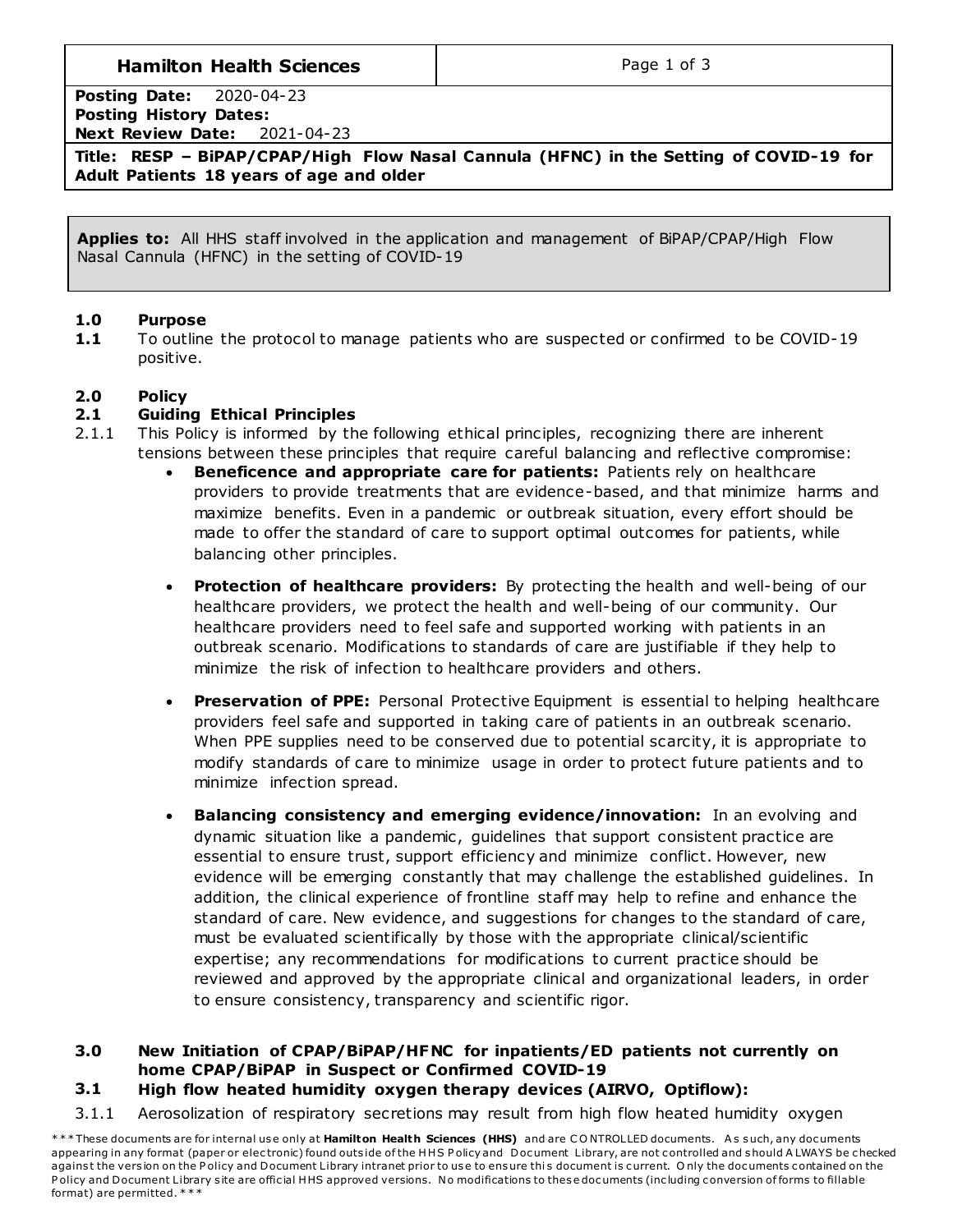| **Hamilton Health Sciences** | |
|---|---|
| **Posting Date:** 2020-04-23 | |
| **Posting History Dates:** | |
| **Next Review Date:** 2021-04-23 | |
| **Title: RESP – BiPAP/CPAP/High Flow Nasal Cannula (HFNC) in the Setting of COVID-19 for Adult Patients 18 years of age and older** | |

**Applies to:** All HHS staff involved in the application and management of BiPAP/CPAP/High Flow Nasal Cannula (HFNC) in the setting of COVID-19

## 1.0 Purpose

**1.1** To outline the protocol to manage patients who are suspected or confirmed to be COVID-19 positive.

## 2.0 Policy

### 2.1 Guiding Ethical Principles

2.1.1 This Policy is informed by the following ethical principles, recognizing there are inherent tensions between these principles that require careful balancing and reflective compromise:

- **Beneficence and appropriate care for patients:** Patients rely on healthcare providers to provide treatments that are evidence-based, and that minimize harms and maximize benefits. Even in a pandemic or outbreak situation, every effort should be made to offer the standard of care to support optimal outcomes for patients, while balancing other principles.
- **Protection of healthcare providers:** By protecting the health and well-being of our healthcare providers, we protect the health and well-being of our community. Our healthcare providers need to feel safe and supported working with patients in an outbreak scenario. Modifications to standards of care are justifiable if they help to minimize the risk of infection to healthcare providers and others.
- **Preservation of PPE:** Personal Protective Equipment is essential to helping healthcare providers feel safe and supported in taking care of patients in an outbreak scenario. When PPE supplies need to be conserved due to potential scarcity, it is appropriate to modify standards of care to minimize usage in order to protect future patients and to minimize infection spread.
- **Balancing consistency and emerging evidence/innovation:** In an evolving and dynamic situation like a pandemic, guidelines that support consistent practice are essential to ensure trust, support efficiency and minimize conflict. However, new evidence will be emerging constantly that may challenge the established guidelines. In addition, the clinical experience of frontline staff may help to refine and enhance the standard of care. New evidence, and suggestions for changes to the standard of care, must be evaluated scientifically by those with the appropriate clinical/scientific expertise; any recommendations for modifications to current practice should be reviewed and approved by the appropriate clinical and organizational leaders, in order to ensure consistency, transparency and scientific rigor.

## 3.0 New Initiation of CPAP/BiPAP/HFNC for inpatients/ED patients not currently on home CPAP/BiPAP in Suspect or Confirmed COVID-19

### 3.1 High flow heated humidity oxygen therapy devices (AIRVO, Optiflow):

3.1.1 Aerosolization of respiratory secretions may result from high flow heated humidity oxygen

\*\*\*These documents are for internal use only at **Hamilton Health Sciences (HHS)** and are CONTROLLED documents. As such, any documents appearing in any format (paper or electronic) found outside of the HHS Policy and Document Library, are not controlled and should ALWAYS be checked against the version on the Policy and Document Library intranet prior to use to ensure this document is current. Only the documents contained on the Policy and Document Library site are official HHS approved versions. No modifications to these documents (including conversion of forms to fillable format) are permitted.\*\*\*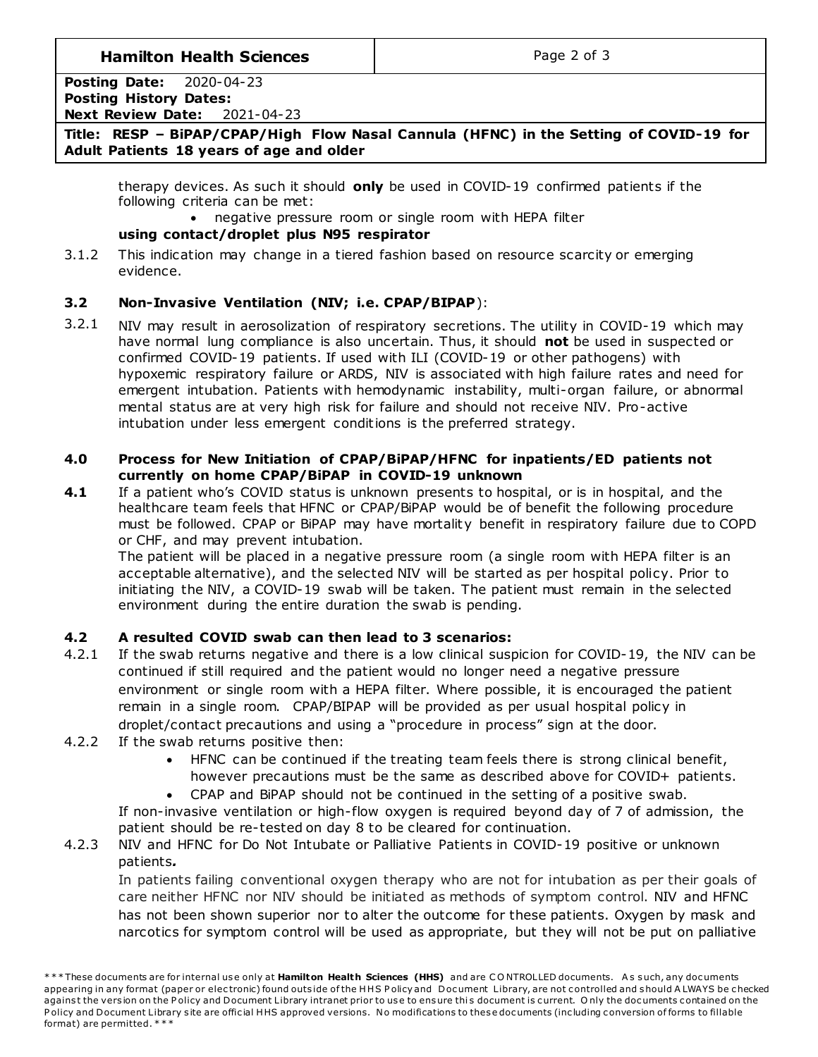therapy devices. As such it should **only** be used in COVID-19 confirmed patients if the following criteria can be met:

- negative pressure room or single room with HEPA filter

**using contact/droplet plus N95 respirator**

3.1.2 This indication may change in a tiered fashion based on resource scarcity or emerging evidence.

### 3.2 Non-Invasive Ventilation (NIV; i.e. CPAP/BIPAP):

3.2.1 NIV may result in aerosolization of respiratory secretions. The utility in COVID-19 which may have normal lung compliance is also uncertain. Thus, it should **not** be used in suspected or confirmed COVID-19 patients. If used with ILI (COVID-19 or other pathogens) with hypoxemic respiratory failure or ARDS, NIV is associated with high failure rates and need for emergent intubation. Patients with hemodynamic instability, multi-organ failure, or abnormal mental status are at very high risk for failure and should not receive NIV. Pro-active intubation under less emergent conditions is the preferred strategy.

## 4.0 Process for New Initiation of CPAP/BiPAP/HFNC for inpatients/ED patients not currently on home CPAP/BiPAP in COVID-19 unknown

**4.1** If a patient who's COVID status is unknown presents to hospital, or is in hospital, and the healthcare team feels that HFNC or CPAP/BiPAP would be of benefit the following procedure must be followed. CPAP or BiPAP may have mortality benefit in respiratory failure due to COPD or CHF, and may prevent intubation.

The patient will be placed in a negative pressure room (a single room with HEPA filter is an acceptable alternative), and the selected NIV will be started as per hospital policy. Prior to initiating the NIV, a COVID-19 swab will be taken. The patient must remain in the selected environment during the entire duration the swab is pending.

### 4.2 A resulted COVID swab can then lead to 3 scenarios:

4.2.1 If the swab returns negative and there is a low clinical suspicion for COVID-19, the NIV can be continued if still required and the patient would no longer need a negative pressure environment or single room with a HEPA filter. Where possible, it is encouraged the patient remain in a single room. CPAP/BIPAP will be provided as per usual hospital policy in droplet/contact precautions and using a "procedure in process" sign at the door.

4.2.2 If the swab returns positive then:

- HFNC can be continued if the treating team feels there is strong clinical benefit, however precautions must be the same as described above for COVID+ patients.
- CPAP and BiPAP should not be continued in the setting of a positive swab.

If non-invasive ventilation or high-flow oxygen is required beyond day of 7 of admission, the patient should be re-tested on day 8 to be cleared for continuation.

4.2.3 NIV and HFNC for Do Not Intubate or Palliative Patients in COVID-19 positive or unknown patients*.*

In patients failing conventional oxygen therapy who are not for intubation as per their goals of care neither HFNC nor NIV should be initiated as methods of symptom control. NIV and HFNC has not been shown superior nor to alter the outcome for these patients. Oxygen by mask and narcotics for symptom control will be used as appropriate, but they will not be put on palliative

***These documents are for internal use only at **Hamilton Health Sciences (HHS)** and are CONTROLLED documents. As such, any documents appearing in any format (paper or electronic) found outside of the HHS Policy and Document Library, are not controlled and should ALWAYS be checked against the version on the Policy and Document Library intranet prior to use to ensure this document is current. Only the documents contained on the Policy and Document Library site are official HHS approved versions. No modifications to these documents (including conversion of forms to fillable format) are permitted.***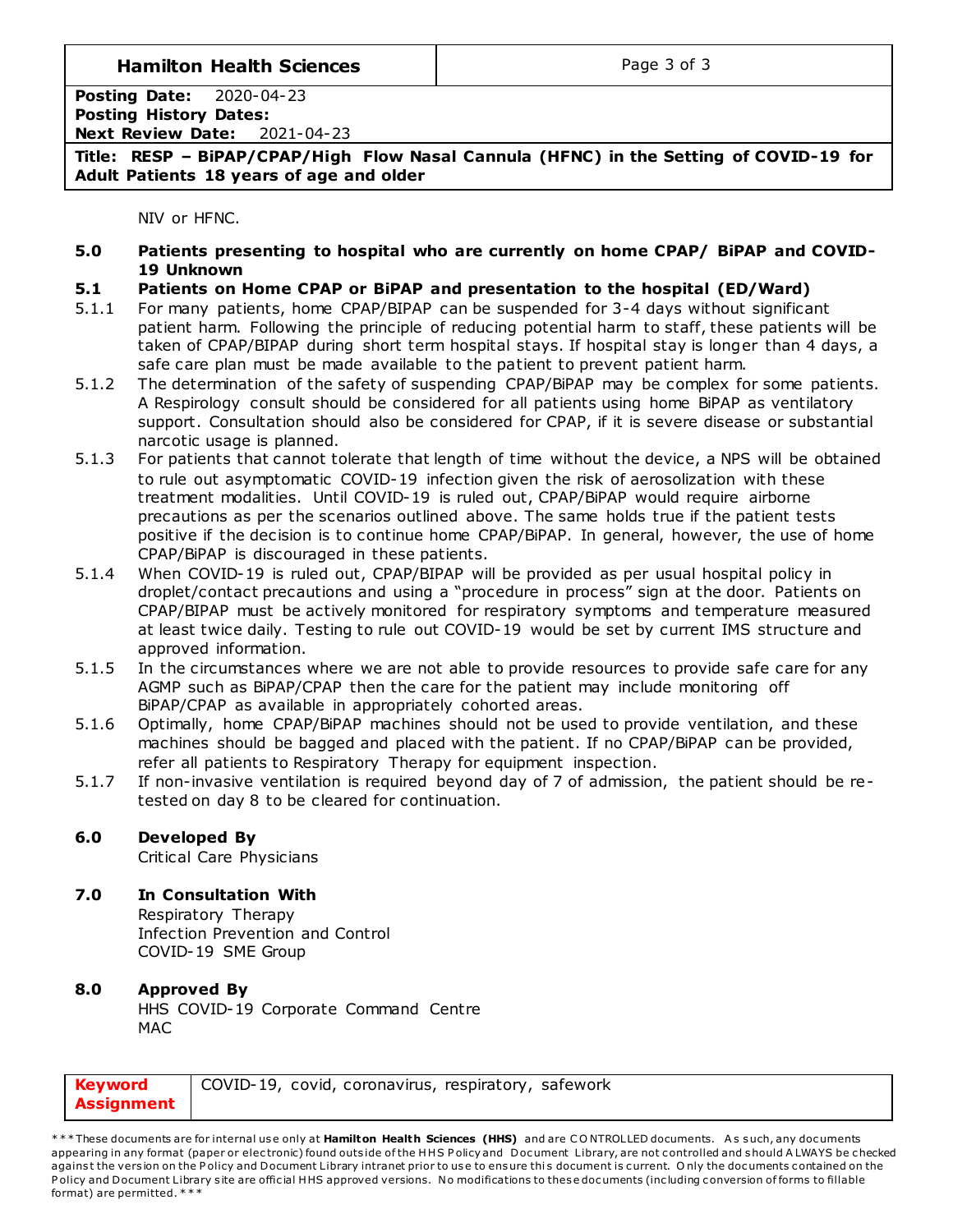NIV or HFNC.

## 5.0 Patients presenting to hospital who are currently on home CPAP/ BiPAP and COVID-19 Unknown

### 5.1 Patients on Home CPAP or BiPAP and presentation to the hospital (ED/Ward)

5.1.1 For many patients, home CPAP/BIPAP can be suspended for 3-4 days without significant patient harm. Following the principle of reducing potential harm to staff, these patients will be taken of CPAP/BIPAP during short term hospital stays. If hospital stay is longer than 4 days, a safe care plan must be made available to the patient to prevent patient harm.

5.1.2 The determination of the safety of suspending CPAP/BiPAP may be complex for some patients. A Respirology consult should be considered for all patients using home BiPAP as ventilatory support. Consultation should also be considered for CPAP, if it is severe disease or substantial narcotic usage is planned.

5.1.3 For patients that cannot tolerate that length of time without the device, a NPS will be obtained to rule out asymptomatic COVID-19 infection given the risk of aerosolization with these treatment modalities. Until COVID-19 is ruled out, CPAP/BiPAP would require airborne precautions as per the scenarios outlined above. The same holds true if the patient tests positive if the decision is to continue home CPAP/BiPAP. In general, however, the use of home CPAP/BiPAP is discouraged in these patients.

5.1.4 When COVID-19 is ruled out, CPAP/BIPAP will be provided as per usual hospital policy in droplet/contact precautions and using a "procedure in process" sign at the door. Patients on CPAP/BIPAP must be actively monitored for respiratory symptoms and temperature measured at least twice daily. Testing to rule out COVID-19 would be set by current IMS structure and approved information.

5.1.5 In the circumstances where we are not able to provide resources to provide safe care for any AGMP such as BiPAP/CPAP then the care for the patient may include monitoring off BiPAP/CPAP as available in appropriately cohorted areas.

5.1.6 Optimally, home CPAP/BiPAP machines should not be used to provide ventilation, and these machines should be bagged and placed with the patient. If no CPAP/BiPAP can be provided, refer all patients to Respiratory Therapy for equipment inspection.

5.1.7 If non-invasive ventilation is required beyond day of 7 of admission, the patient should be re-tested on day 8 to be cleared for continuation.

## 6.0 Developed By

Critical Care Physicians

## 7.0 In Consultation With

Respiratory Therapy
Infection Prevention and Control
COVID-19 SME Group

## 8.0 Approved By

HHS COVID-19 Corporate Command Centre
MAC

| | |
|---|---|
| **Keyword Assignment** | COVID-19, covid, coronavirus, respiratory, safework |